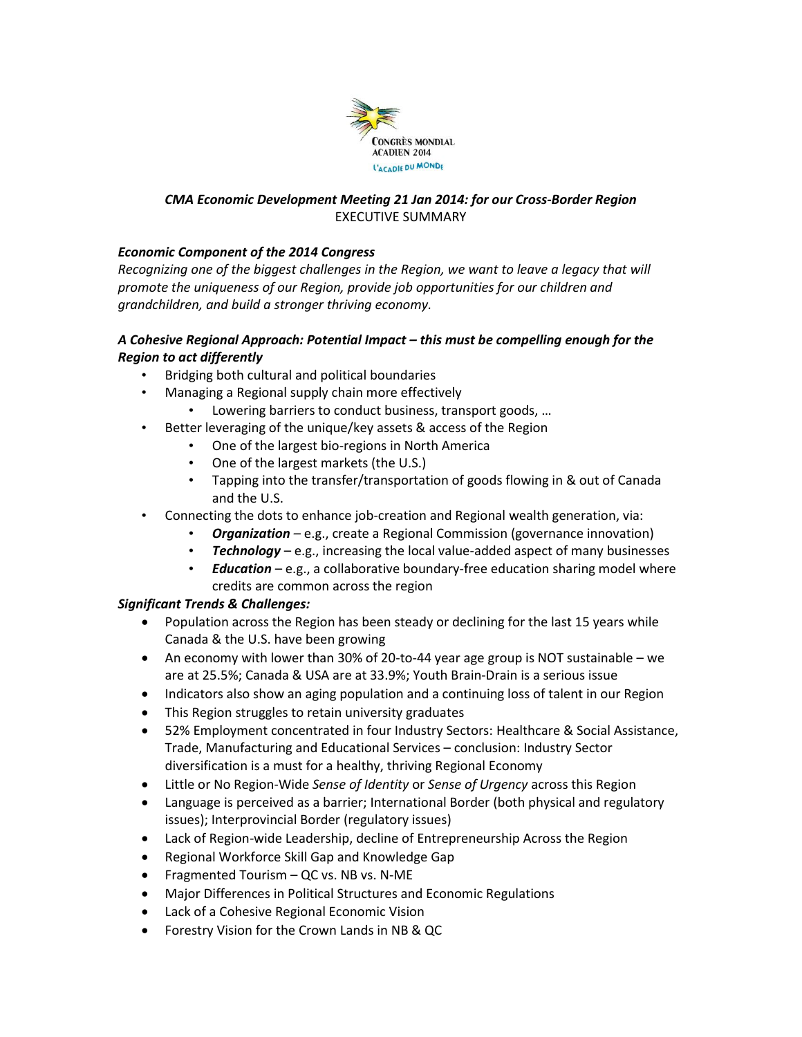*CMA Economic Development Meeting 21 Jan 2014: for our Cross-Border Region*

EXECUTIVE SUMMARY

***Economic Component of the 2014 Congress***

*Recognizing one of the biggest challenges in the Region, we want to leave a legacy that will promote the uniqueness of our Region, provide job opportunities for our children and grandchildren, and build a stronger thriving economy.*

***A Cohesive Regional Approach: Potential Impact – this must be compelling enough for the Region to act differently***

- Bridging both cultural and political boundaries
- Managing a Regional supply chain more effectively
  - Lowering barriers to conduct business, transport goods, …
- Better leveraging of the unique/key assets & access of the Region
  - One of the largest bio-regions in North America
  - One of the largest markets (the U.S.)
  - Tapping into the transfer/transportation of goods flowing in & out of Canada and the U.S.
- Connecting the dots to enhance job-creation and Regional wealth generation, via:
  - ***Organization*** – e.g., create a Regional Commission (governance innovation)
  - ***Technology*** – e.g., increasing the local value-added aspect of many businesses
  - ***Education*** – e.g., a collaborative boundary-free education sharing model where credits are common across the region

***Significant Trends & Challenges:***

- Population across the Region has been steady or declining for the last 15 years while Canada & the U.S. have been growing
- An economy with lower than 30% of 20-to-44 year age group is NOT sustainable – we are at 25.5%; Canada & USA are at 33.9%; Youth Brain-Drain is a serious issue
- Indicators also show an aging population and a continuing loss of talent in our Region
- This Region struggles to retain university graduates
- 52% Employment concentrated in four Industry Sectors: Healthcare & Social Assistance, Trade, Manufacturing and Educational Services – conclusion: Industry Sector diversification is a must for a healthy, thriving Regional Economy
- Little or No Region-Wide *Sense of Identity* or *Sense of Urgency* across this Region
- Language is perceived as a barrier; International Border (both physical and regulatory issues); Interprovincial Border (regulatory issues)
- Lack of Region-wide Leadership, decline of Entrepreneurship Across the Region
- Regional Workforce Skill Gap and Knowledge Gap
- Fragmented Tourism – QC vs. NB vs. N-ME
- Major Differences in Political Structures and Economic Regulations
- Lack of a Cohesive Regional Economic Vision
- Forestry Vision for the Crown Lands in NB & QC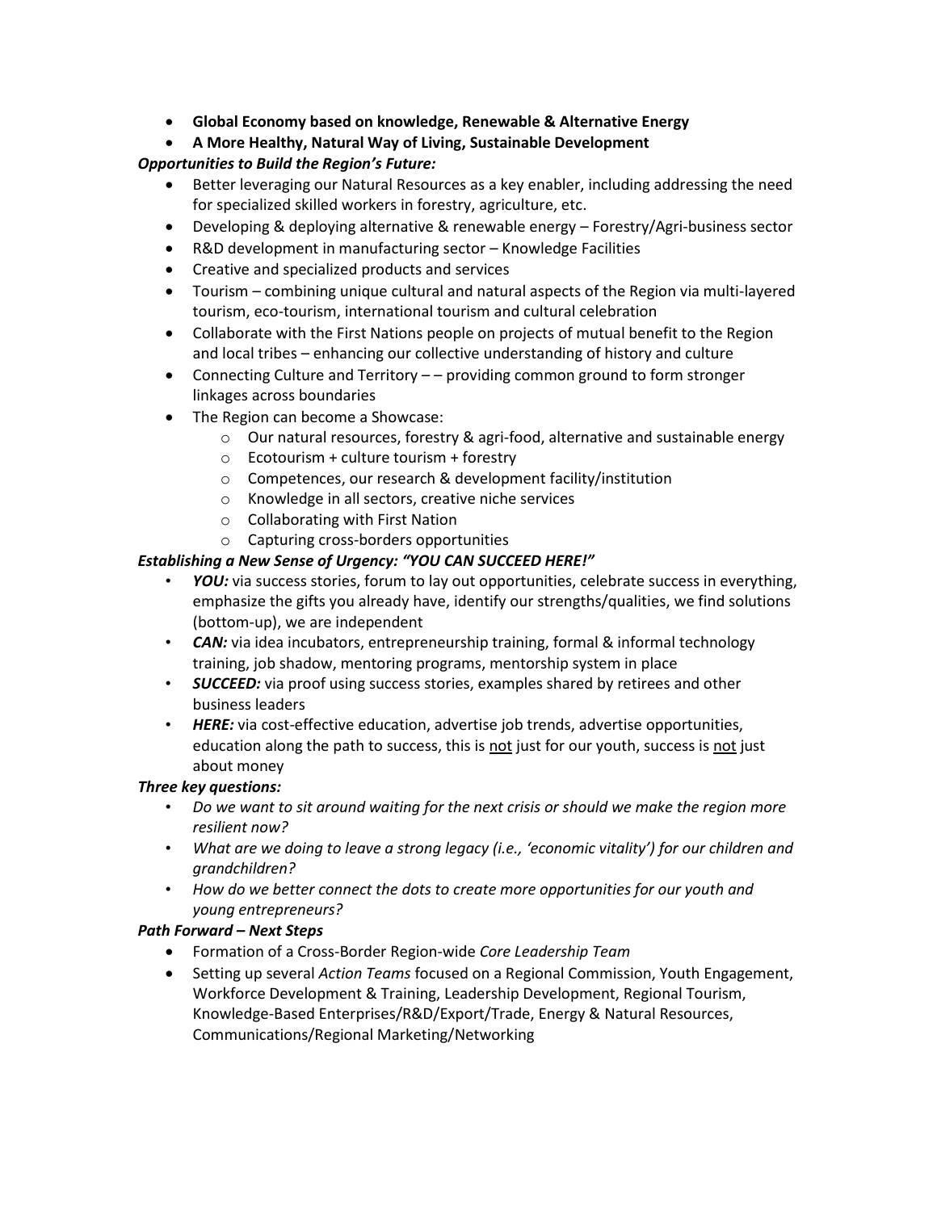- **Global Economy based on knowledge, Renewable & Alternative Energy**
- **A More Healthy, Natural Way of Living, Sustainable Development**

***Opportunities to Build the Region's Future:***

- Better leveraging our Natural Resources as a key enabler, including addressing the need for specialized skilled workers in forestry, agriculture, etc.
- Developing & deploying alternative & renewable energy – Forestry/Agri-business sector
- R&D development in manufacturing sector – Knowledge Facilities
- Creative and specialized products and services
- Tourism – combining unique cultural and natural aspects of the Region via multi-layered tourism, eco-tourism, international tourism and cultural celebration
- Collaborate with the First Nations people on projects of mutual benefit to the Region and local tribes – enhancing our collective understanding of history and culture
- Connecting Culture and Territory – – providing common ground to form stronger linkages across boundaries
- The Region can become a Showcase:
  - Our natural resources, forestry & agri-food, alternative and sustainable energy
  - Ecotourism + culture tourism + forestry
  - Competences, our research & development facility/institution
  - Knowledge in all sectors, creative niche services
  - Collaborating with First Nation
  - Capturing cross-borders opportunities

***Establishing a New Sense of Urgency: "YOU CAN SUCCEED HERE!"***

- ***YOU:*** via success stories, forum to lay out opportunities, celebrate success in everything, emphasize the gifts you already have, identify our strengths/qualities, we find solutions (bottom-up), we are independent
- ***CAN:*** via idea incubators, entrepreneurship training, formal & informal technology training, job shadow, mentoring programs, mentorship system in place
- ***SUCCEED:*** via proof using success stories, examples shared by retirees and other business leaders
- ***HERE:*** via cost-effective education, advertise job trends, advertise opportunities, education along the path to success, this is <u>not</u> just for our youth, success is <u>not</u> just about money

***Three key questions:***

- *Do we want to sit around waiting for the next crisis or should we make the region more resilient now?*
- *What are we doing to leave a strong legacy (i.e., 'economic vitality') for our children and grandchildren?*
- *How do we better connect the dots to create more opportunities for our youth and young entrepreneurs?*

***Path Forward – Next Steps***

- Formation of a Cross-Border Region-wide *Core Leadership Team*
- Setting up several *Action Teams* focused on a Regional Commission, Youth Engagement, Workforce Development & Training, Leadership Development, Regional Tourism, Knowledge-Based Enterprises/R&D/Export/Trade, Energy & Natural Resources, Communications/Regional Marketing/Networking